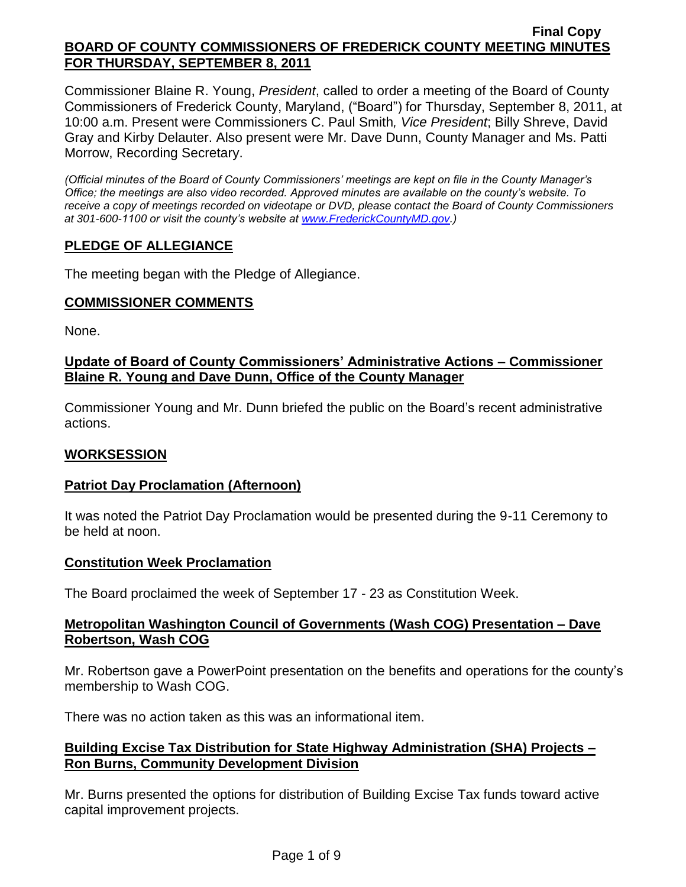Final Copy

**BOARD OF COUNTY COMMISSIONERS OF FREDERICK COUNTY MEETING MINUTES FOR THURSDAY, SEPTEMBER 8, 2011**

Commissioner Blaine R. Young, *President*, called to order a meeting of the Board of County Commissioners of Frederick County, Maryland, ("Board") for Thursday, September 8, 2011, at 10:00 a.m. Present were Commissioners C. Paul Smith*, Vice President*; Billy Shreve, David Gray and Kirby Delauter. Also present were Mr. Dave Dunn, County Manager and Ms. Patti Morrow, Recording Secretary.

*(Official minutes of the Board of County Commissioners' meetings are kept on file in the County Manager's Office; the meetings are also video recorded. Approved minutes are available on the county's website. To receive a copy of meetings recorded on videotape or DVD, please contact the Board of County Commissioners at 301-600-1100 or visit the county's website at [www.FrederickCountyMD.gov](http://www.FrederickCountyMD.gov).)*

## PLEDGE OF ALLEGIANCE

The meeting began with the Pledge of Allegiance.

## COMMISSIONER COMMENTS

None.

### Update of Board of County Commissioners' Administrative Actions – Commissioner Blaine R. Young and Dave Dunn, Office of the County Manager

Commissioner Young and Mr. Dunn briefed the public on the Board's recent administrative actions.

## WORKSESSION

### Patriot Day Proclamation (Afternoon)

It was noted the Patriot Day Proclamation would be presented during the 9-11 Ceremony to be held at noon.

### Constitution Week Proclamation

The Board proclaimed the week of September 17 - 23 as Constitution Week.

### Metropolitan Washington Council of Governments (Wash COG) Presentation – Dave Robertson, Wash COG

Mr. Robertson gave a PowerPoint presentation on the benefits and operations for the county's membership to Wash COG.

There was no action taken as this was an informational item.

### Building Excise Tax Distribution for State Highway Administration (SHA) Projects – Ron Burns, Community Development Division

Mr. Burns presented the options for distribution of Building Excise Tax funds toward active capital improvement projects.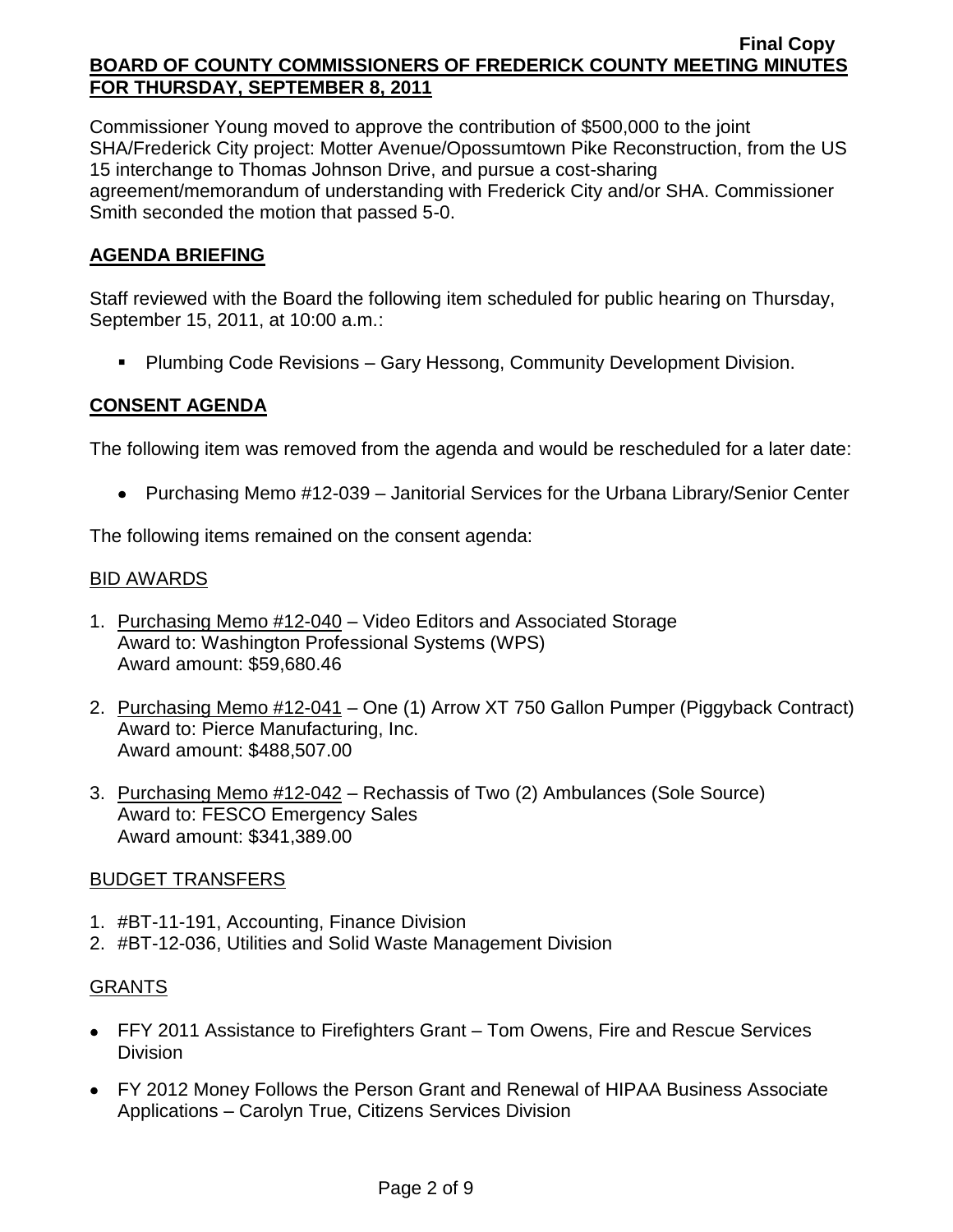Commissioner Young moved to approve the contribution of $500,000 to the joint SHA/Frederick City project: Motter Avenue/Opossumtown Pike Reconstruction, from the US 15 interchange to Thomas Johnson Drive, and pursue a cost-sharing agreement/memorandum of understanding with Frederick City and/or SHA. Commissioner Smith seconded the motion that passed 5-0.

## AGENDA BRIEFING

Staff reviewed with the Board the following item scheduled for public hearing on Thursday, September 15, 2011, at 10:00 a.m.:

- Plumbing Code Revisions – Gary Hessong, Community Development Division.

## CONSENT AGENDA

The following item was removed from the agenda and would be rescheduled for a later date:

- Purchasing Memo #12-039 – Janitorial Services for the Urbana Library/Senior Center

The following items remained on the consent agenda:

### BID AWARDS

1. Purchasing Memo #12-040 – Video Editors and Associated Storage
   Award to: Washington Professional Systems (WPS)
   Award amount: $59,680.46

2. Purchasing Memo #12-041 – One (1) Arrow XT 750 Gallon Pumper (Piggyback Contract)
   Award to: Pierce Manufacturing, Inc.
   Award amount: $488,507.00

3. Purchasing Memo #12-042 – Rechassis of Two (2) Ambulances (Sole Source)
   Award to: FESCO Emergency Sales
   Award amount: $341,389.00

### BUDGET TRANSFERS

1. #BT-11-191, Accounting, Finance Division
2. #BT-12-036, Utilities and Solid Waste Management Division

### GRANTS

- FFY 2011 Assistance to Firefighters Grant – Tom Owens, Fire and Rescue Services Division
- FY 2012 Money Follows the Person Grant and Renewal of HIPAA Business Associate Applications – Carolyn True, Citizens Services Division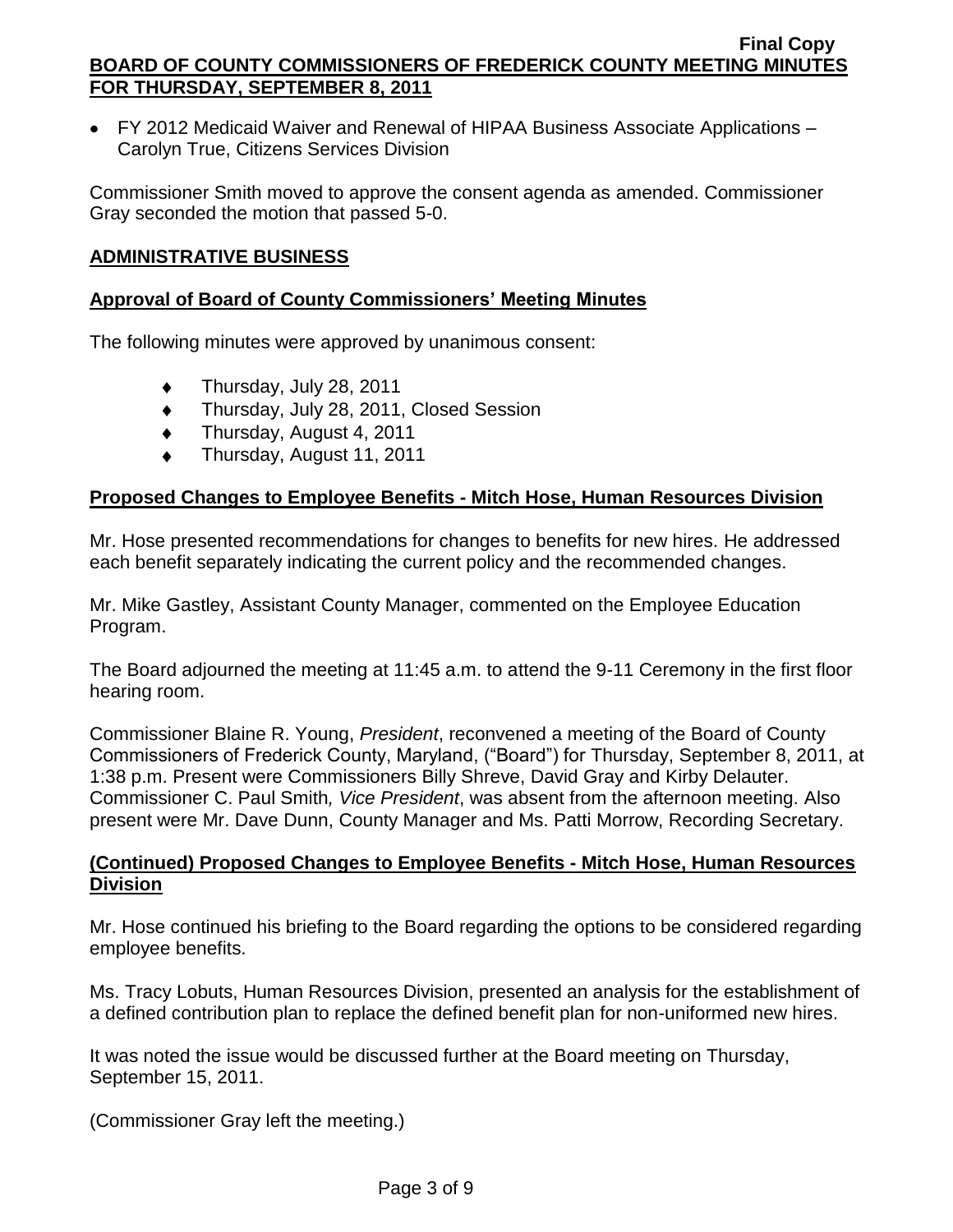- FY 2012 Medicaid Waiver and Renewal of HIPAA Business Associate Applications – Carolyn True, Citizens Services Division

Commissioner Smith moved to approve the consent agenda as amended. Commissioner Gray seconded the motion that passed 5-0.

## ADMINISTRATIVE BUSINESS

### Approval of Board of County Commissioners' Meeting Minutes

The following minutes were approved by unanimous consent:

- Thursday, July 28, 2011
- Thursday, July 28, 2011, Closed Session
- Thursday, August 4, 2011
- Thursday, August 11, 2011

### Proposed Changes to Employee Benefits - Mitch Hose, Human Resources Division

Mr. Hose presented recommendations for changes to benefits for new hires. He addressed each benefit separately indicating the current policy and the recommended changes.

Mr. Mike Gastley, Assistant County Manager, commented on the Employee Education Program.

The Board adjourned the meeting at 11:45 a.m. to attend the 9-11 Ceremony in the first floor hearing room.

Commissioner Blaine R. Young, *President*, reconvened a meeting of the Board of County Commissioners of Frederick County, Maryland, ("Board") for Thursday, September 8, 2011, at 1:38 p.m. Present were Commissioners Billy Shreve, David Gray and Kirby Delauter. Commissioner C. Paul Smith*, Vice President*, was absent from the afternoon meeting. Also present were Mr. Dave Dunn, County Manager and Ms. Patti Morrow, Recording Secretary.

### (Continued) Proposed Changes to Employee Benefits - Mitch Hose, Human Resources Division

Mr. Hose continued his briefing to the Board regarding the options to be considered regarding employee benefits.

Ms. Tracy Lobuts, Human Resources Division, presented an analysis for the establishment of a defined contribution plan to replace the defined benefit plan for non-uniformed new hires.

It was noted the issue would be discussed further at the Board meeting on Thursday, September 15, 2011.

(Commissioner Gray left the meeting.)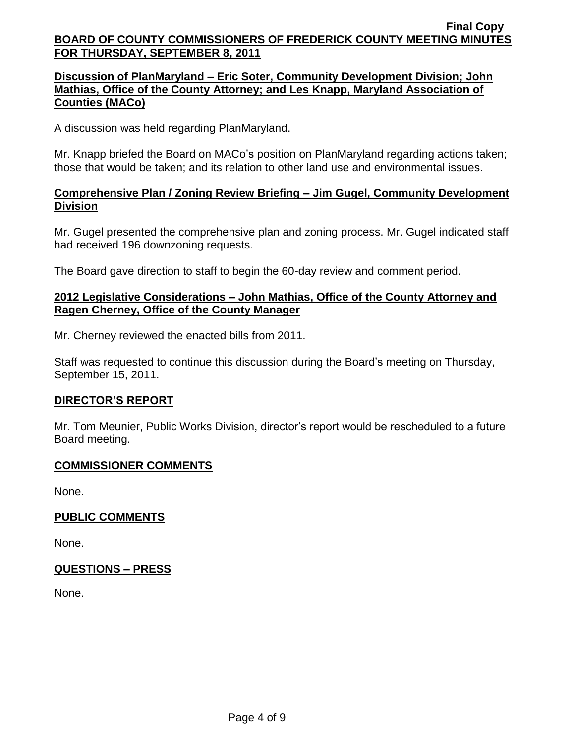**Discussion of PlanMaryland – Eric Soter, Community Development Division; John Mathias, Office of the County Attorney; and Les Knapp, Maryland Association of Counties (MACo)**

A discussion was held regarding PlanMaryland.

Mr. Knapp briefed the Board on MACo's position on PlanMaryland regarding actions taken; those that would be taken; and its relation to other land use and environmental issues.

**Comprehensive Plan / Zoning Review Briefing – Jim Gugel, Community Development Division**

Mr. Gugel presented the comprehensive plan and zoning process. Mr. Gugel indicated staff had received 196 downzoning requests.

The Board gave direction to staff to begin the 60-day review and comment period.

**2012 Legislative Considerations – John Mathias, Office of the County Attorney and Ragen Cherney, Office of the County Manager**

Mr. Cherney reviewed the enacted bills from 2011.

Staff was requested to continue this discussion during the Board's meeting on Thursday, September 15, 2011.

## DIRECTOR'S REPORT

Mr. Tom Meunier, Public Works Division, director's report would be rescheduled to a future Board meeting.

## COMMISSIONER COMMENTS

None.

## PUBLIC COMMENTS

None.

## QUESTIONS – PRESS

None.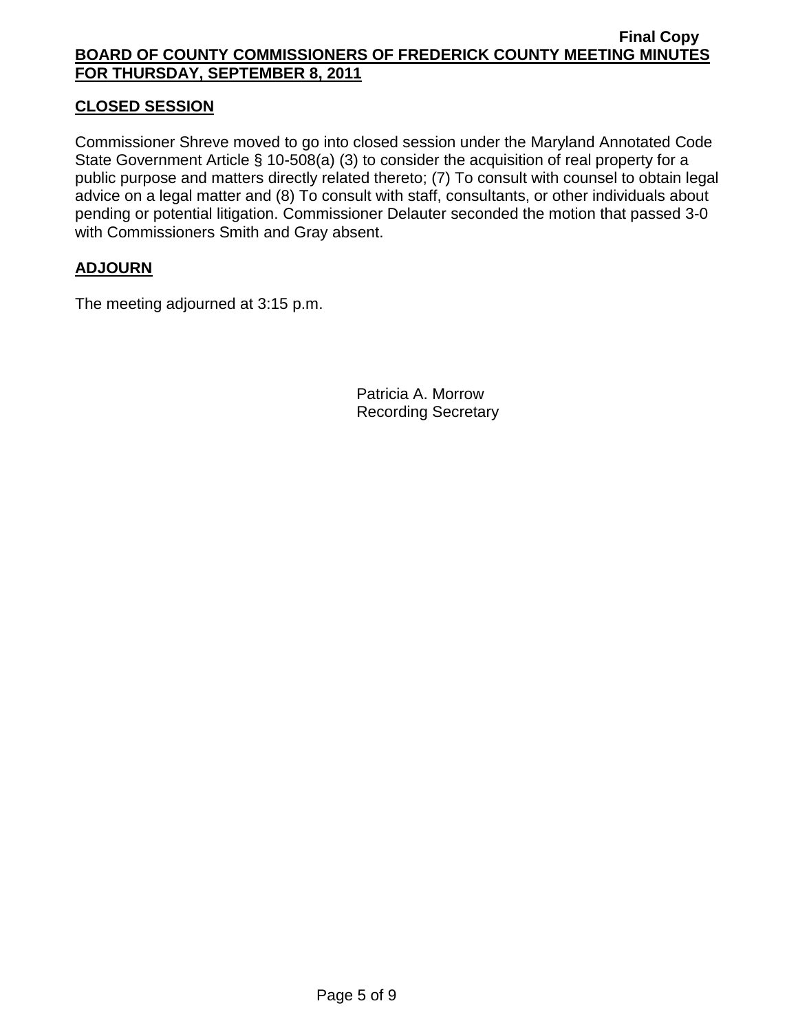## CLOSED SESSION

Commissioner Shreve moved to go into closed session under the Maryland Annotated Code State Government Article § 10-508(a) (3) to consider the acquisition of real property for a public purpose and matters directly related thereto; (7) To consult with counsel to obtain legal advice on a legal matter and (8) To consult with staff, consultants, or other individuals about pending or potential litigation. Commissioner Delauter seconded the motion that passed 3-0 with Commissioners Smith and Gray absent.

## ADJOURN

The meeting adjourned at 3:15 p.m.

Patricia A. Morrow
Recording Secretary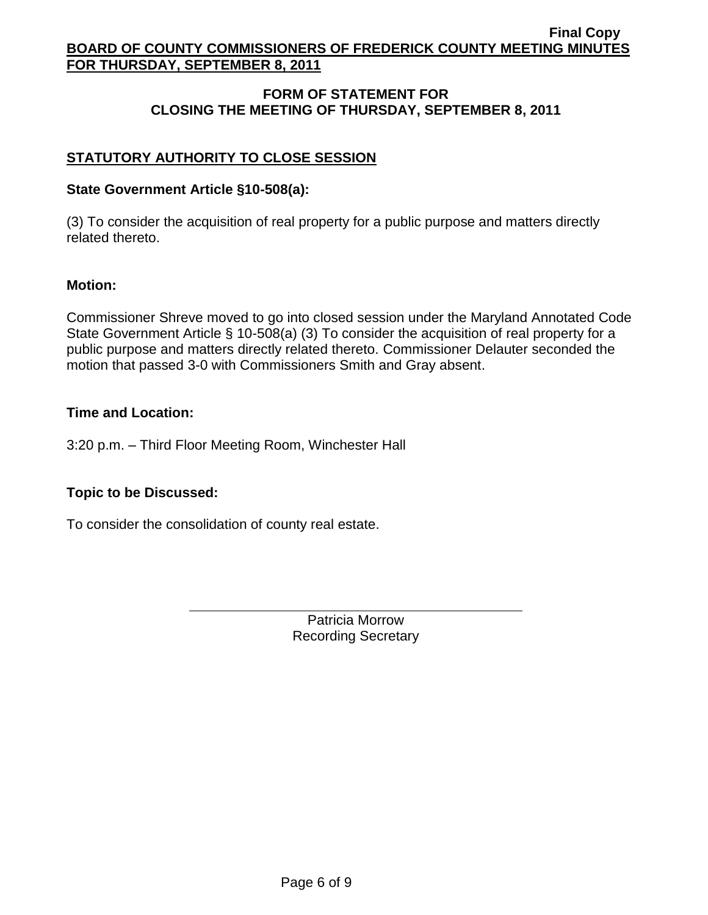## FORM OF STATEMENT FOR CLOSING THE MEETING OF THURSDAY, SEPTEMBER 8, 2011

### STATUTORY AUTHORITY TO CLOSE SESSION

**State Government Article §10-508(a):**

(3) To consider the acquisition of real property for a public purpose and matters directly related thereto.

**Motion:**

Commissioner Shreve moved to go into closed session under the Maryland Annotated Code State Government Article § 10-508(a) (3) To consider the acquisition of real property for a public purpose and matters directly related thereto. Commissioner Delauter seconded the motion that passed 3-0 with Commissioners Smith and Gray absent.

**Time and Location:**

3:20 p.m. – Third Floor Meeting Room, Winchester Hall

**Topic to be Discussed:**

To consider the consolidation of county real estate.

Patricia Morrow
Recording Secretary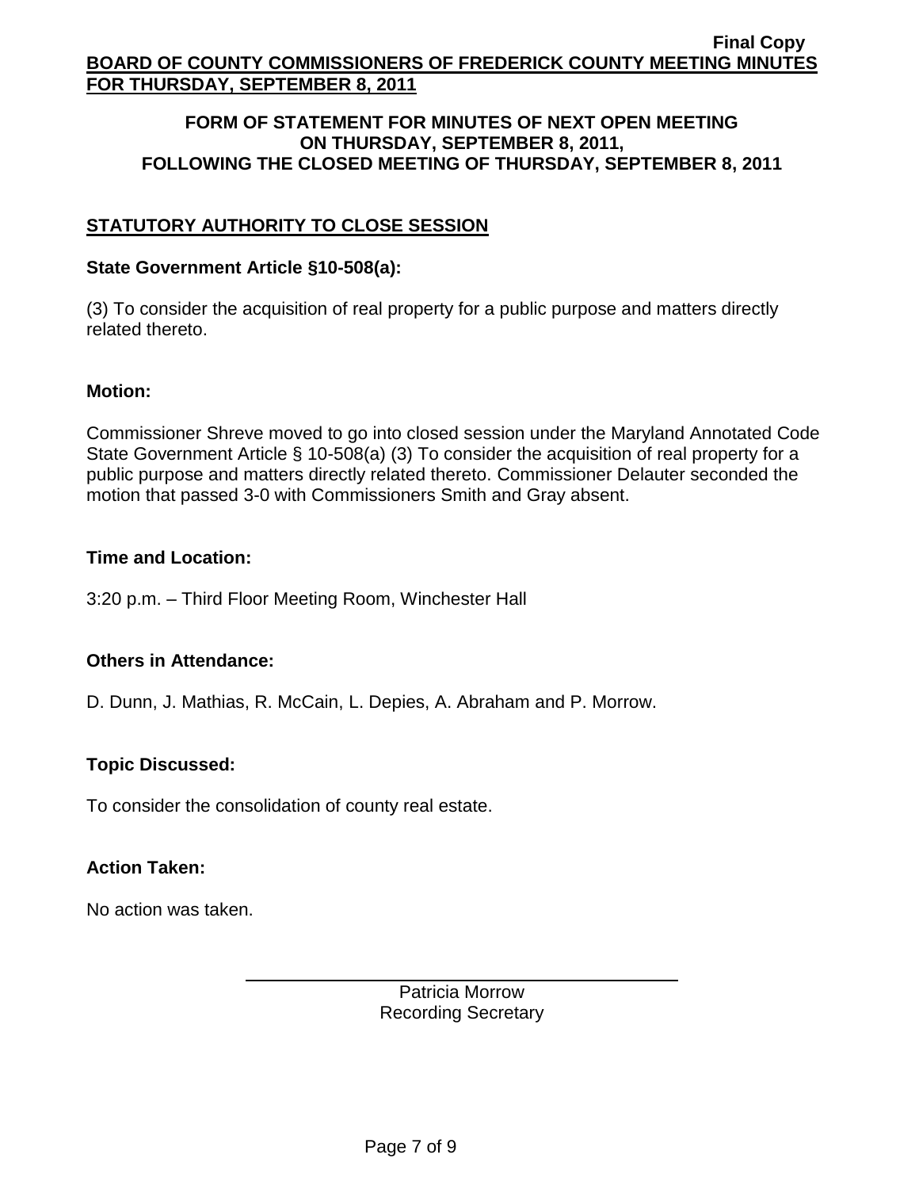**FORM OF STATEMENT FOR MINUTES OF NEXT OPEN MEETING ON THURSDAY, SEPTEMBER 8, 2011, FOLLOWING THE CLOSED MEETING OF THURSDAY, SEPTEMBER 8, 2011**

## STATUTORY AUTHORITY TO CLOSE SESSION

### State Government Article §10-508(a):

(3) To consider the acquisition of real property for a public purpose and matters directly related thereto.

### Motion:

Commissioner Shreve moved to go into closed session under the Maryland Annotated Code State Government Article § 10-508(a) (3) To consider the acquisition of real property for a public purpose and matters directly related thereto. Commissioner Delauter seconded the motion that passed 3-0 with Commissioners Smith and Gray absent.

### Time and Location:

3:20 p.m. – Third Floor Meeting Room, Winchester Hall

### Others in Attendance:

D. Dunn, J. Mathias, R. McCain, L. Depies, A. Abraham and P. Morrow.

### Topic Discussed:

To consider the consolidation of county real estate.

### Action Taken:

No action was taken.

Patricia Morrow
Recording Secretary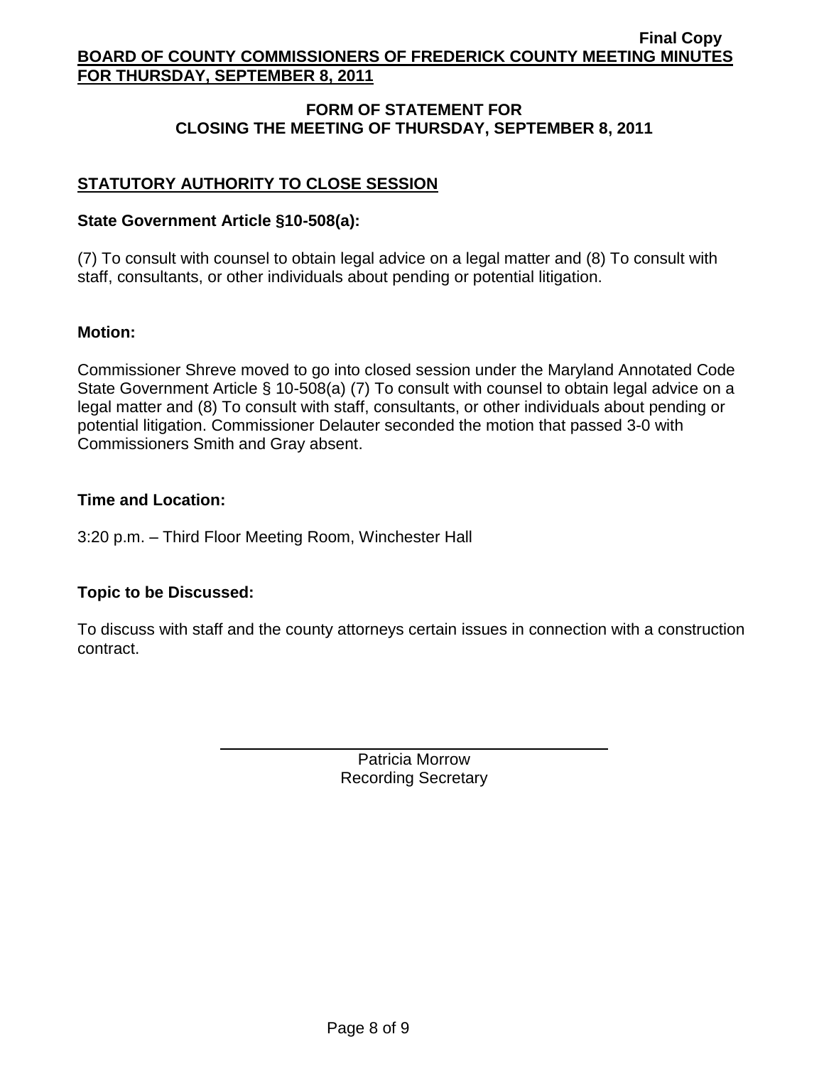## FORM OF STATEMENT FOR CLOSING THE MEETING OF THURSDAY, SEPTEMBER 8, 2011

### STATUTORY AUTHORITY TO CLOSE SESSION

**State Government Article §10-508(a):**

(7) To consult with counsel to obtain legal advice on a legal matter and (8) To consult with staff, consultants, or other individuals about pending or potential litigation.

**Motion:**

Commissioner Shreve moved to go into closed session under the Maryland Annotated Code State Government Article § 10-508(a) (7) To consult with counsel to obtain legal advice on a legal matter and (8) To consult with staff, consultants, or other individuals about pending or potential litigation. Commissioner Delauter seconded the motion that passed 3-0 with Commissioners Smith and Gray absent.

**Time and Location:**

3:20 p.m. – Third Floor Meeting Room, Winchester Hall

**Topic to be Discussed:**

To discuss with staff and the county attorneys certain issues in connection with a construction contract.

Patricia Morrow
Recording Secretary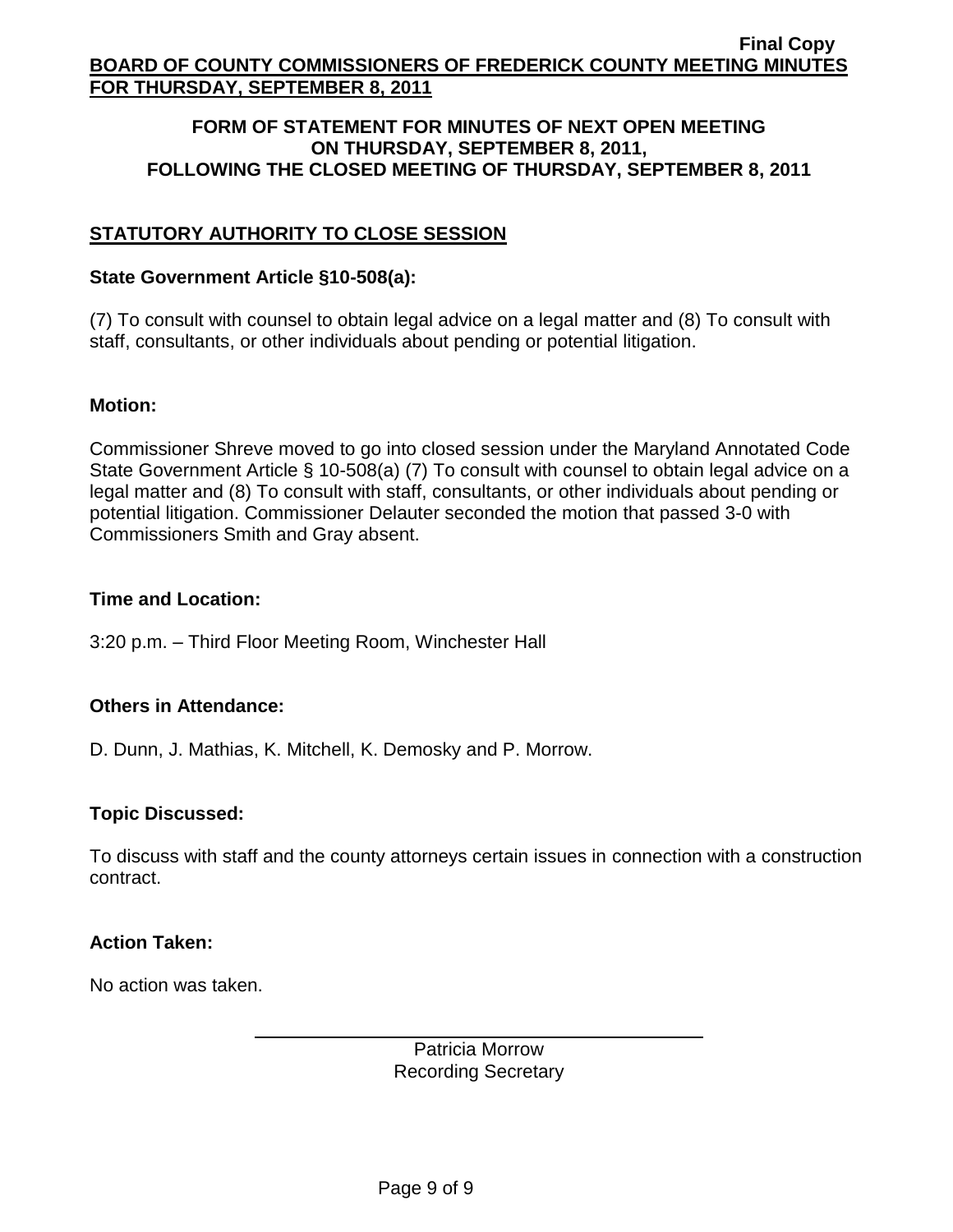**FORM OF STATEMENT FOR MINUTES OF NEXT OPEN MEETING ON THURSDAY, SEPTEMBER 8, 2011, FOLLOWING THE CLOSED MEETING OF THURSDAY, SEPTEMBER 8, 2011**

## STATUTORY AUTHORITY TO CLOSE SESSION

**State Government Article §10-508(a):**

(7) To consult with counsel to obtain legal advice on a legal matter and (8) To consult with staff, consultants, or other individuals about pending or potential litigation.

**Motion:**

Commissioner Shreve moved to go into closed session under the Maryland Annotated Code State Government Article § 10-508(a) (7) To consult with counsel to obtain legal advice on a legal matter and (8) To consult with staff, consultants, or other individuals about pending or potential litigation. Commissioner Delauter seconded the motion that passed 3-0 with Commissioners Smith and Gray absent.

**Time and Location:**

3:20 p.m. – Third Floor Meeting Room, Winchester Hall

**Others in Attendance:**

D. Dunn, J. Mathias, K. Mitchell, K. Demosky and P. Morrow.

**Topic Discussed:**

To discuss with staff and the county attorneys certain issues in connection with a construction contract.

**Action Taken:**

No action was taken.

Patricia Morrow
Recording Secretary